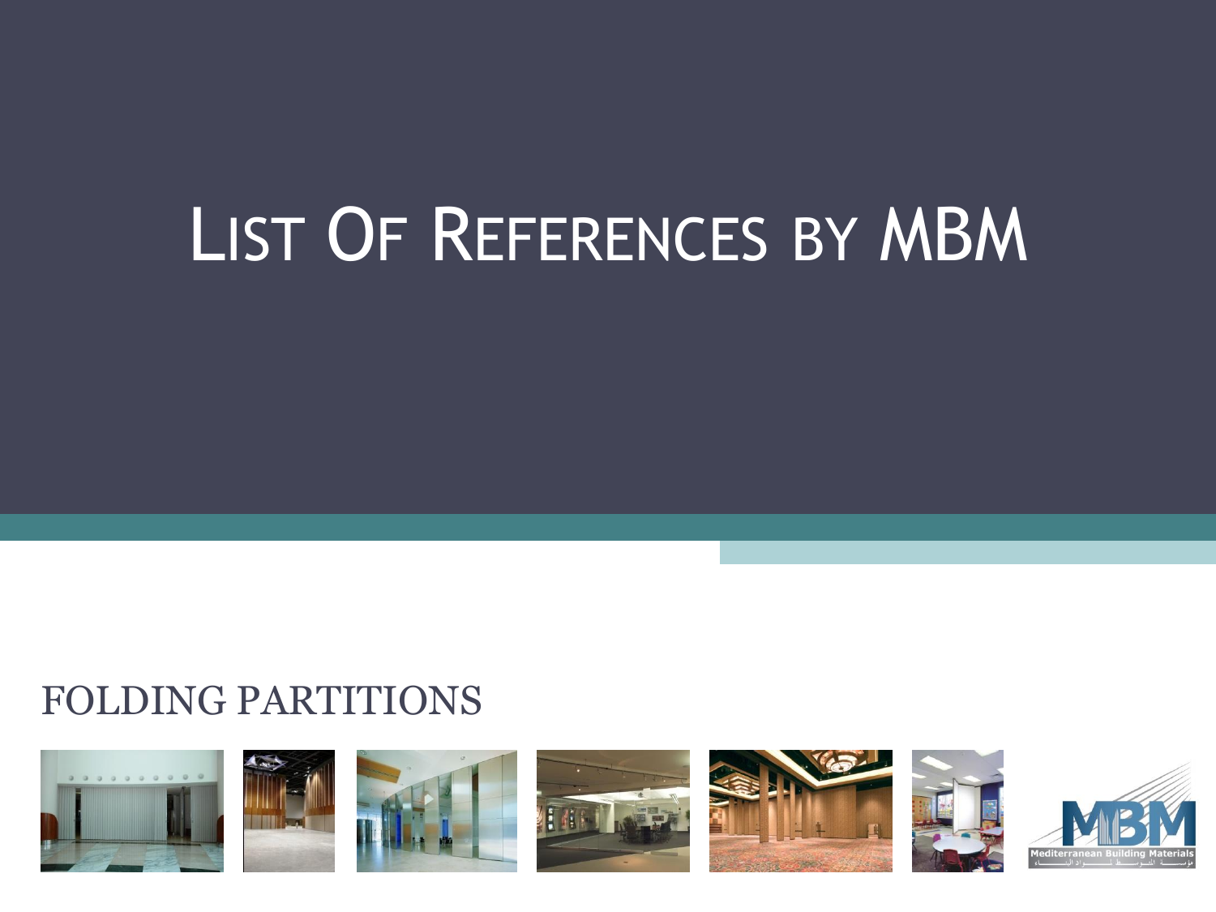# List Of References by MBM

## FOLDING PARTITIONS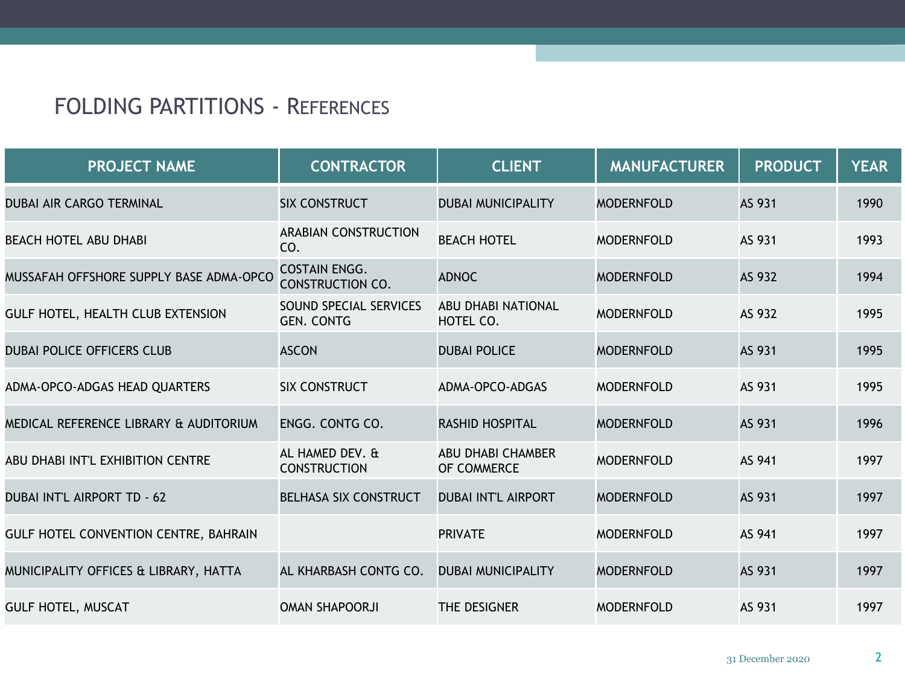## FOLDING PARTITIONS - REFERENCES

| PROJECT NAME | CONTRACTOR | CLIENT | MANUFACTURER | PRODUCT | YEAR |
|---|---|---|---|---|---|
| DUBAI AIR CARGO TERMINAL | SIX CONSTRUCT | DUBAI MUNICIPALITY | MODERNFOLD | AS 931 | 1990 |
| BEACH HOTEL ABU DHABI | ARABIAN CONSTRUCTION CO. | BEACH HOTEL | MODERNFOLD | AS 931 | 1993 |
| MUSSAFAH OFFSHORE SUPPLY BASE ADMA-OPCO | COSTAIN ENGG. CONSTRUCTION CO. | ADNOC | MODERNFOLD | AS 932 | 1994 |
| GULF HOTEL, HEALTH CLUB EXTENSION | SOUND SPECIAL SERVICES GEN. CONTG | ABU DHABI NATIONAL HOTEL CO. | MODERNFOLD | AS 932 | 1995 |
| DUBAI POLICE OFFICERS CLUB | ASCON | DUBAI POLICE | MODERNFOLD | AS 931 | 1995 |
| ADMA-OPCO-ADGAS HEAD QUARTERS | SIX CONSTRUCT | ADMA-OPCO-ADGAS | MODERNFOLD | AS 931 | 1995 |
| MEDICAL REFERENCE LIBRARY & AUDITORIUM | ENGG. CONTG CO. | RASHID HOSPITAL | MODERNFOLD | AS 931 | 1996 |
| ABU DHABI INT'L EXHIBITION CENTRE | AL HAMED DEV. & CONSTRUCTION | ABU DHABI CHAMBER OF COMMERCE | MODERNFOLD | AS 941 | 1997 |
| DUBAI INT'L AIRPORT TD - 62 | BELHASA SIX CONSTRUCT | DUBAI INT'L AIRPORT | MODERNFOLD | AS 931 | 1997 |
| GULF HOTEL CONVENTION CENTRE, BAHRAIN | | PRIVATE | MODERNFOLD | AS 941 | 1997 |
| MUNICIPALITY OFFICES & LIBRARY, HATTA | AL KHARBASH CONTG CO. | DUBAI MUNICIPALITY | MODERNFOLD | AS 931 | 1997 |
| GULF HOTEL, MUSCAT | OMAN SHAPOORJI | THE DESIGNER | MODERNFOLD | AS 931 | 1997 |

31 December 2020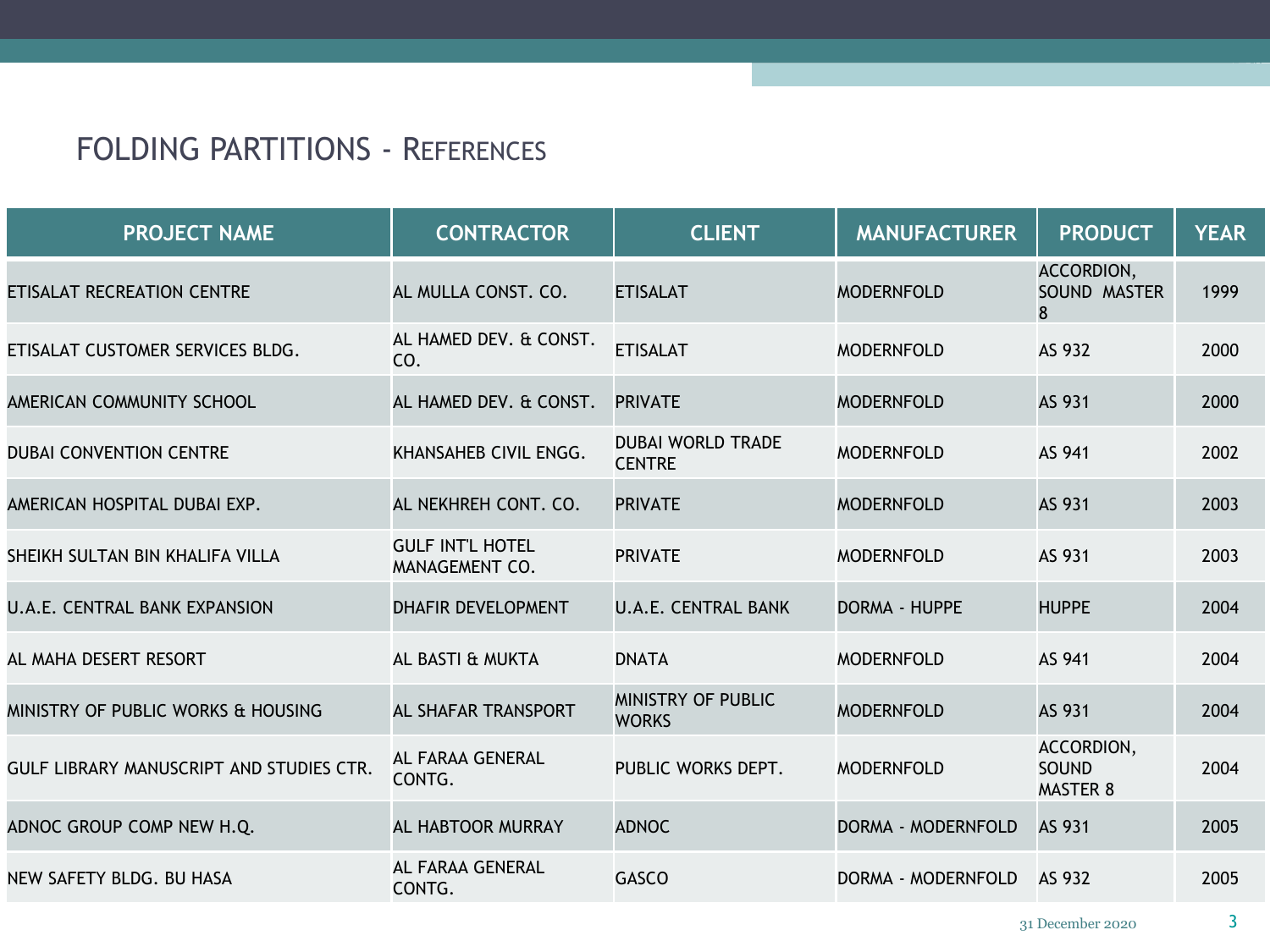# FOLDING PARTITIONS - REFERENCES

| PROJECT NAME | CONTRACTOR | CLIENT | MANUFACTURER | PRODUCT | YEAR |
|---|---|---|---|---|---|
| ETISALAT RECREATION CENTRE | AL MULLA CONST. CO. | ETISALAT | MODERNFOLD | ACCORDION, SOUND MASTER 8 | 1999 |
| ETISALAT CUSTOMER SERVICES BLDG. | AL HAMED DEV. & CONST. CO. | ETISALAT | MODERNFOLD | AS 932 | 2000 |
| AMERICAN COMMUNITY SCHOOL | AL HAMED DEV. & CONST. | PRIVATE | MODERNFOLD | AS 931 | 2000 |
| DUBAI CONVENTION CENTRE | KHANSAHEB CIVIL ENGG. | DUBAI WORLD TRADE CENTRE | MODERNFOLD | AS 941 | 2002 |
| AMERICAN HOSPITAL DUBAI EXP. | AL NEKHREH CONT. CO. | PRIVATE | MODERNFOLD | AS 931 | 2003 |
| SHEIKH SULTAN BIN KHALIFA VILLA | GULF INT'L HOTEL MANAGEMENT CO. | PRIVATE | MODERNFOLD | AS 931 | 2003 |
| U.A.E. CENTRAL BANK EXPANSION | DHAFIR DEVELOPMENT | U.A.E. CENTRAL BANK | DORMA - HUPPE | HUPPE | 2004 |
| AL MAHA DESERT RESORT | AL BASTI & MUKTA | DNATA | MODERNFOLD | AS 941 | 2004 |
| MINISTRY OF PUBLIC WORKS & HOUSING | AL SHAFAR TRANSPORT | MINISTRY OF PUBLIC WORKS | MODERNFOLD | AS 931 | 2004 |
| GULF LIBRARY MANUSCRIPT AND STUDIES CTR. | AL FARAA GENERAL CONTG. | PUBLIC WORKS DEPT. | MODERNFOLD | ACCORDION, SOUND MASTER 8 | 2004 |
| ADNOC GROUP COMP NEW H.Q. | AL HABTOOR MURRAY | ADNOC | DORMA - MODERNFOLD | AS 931 | 2005 |
| NEW SAFETY BLDG. BU HASA | AL FARAA GENERAL CONTG. | GASCO | DORMA - MODERNFOLD | AS 932 | 2005 |

31 December 2020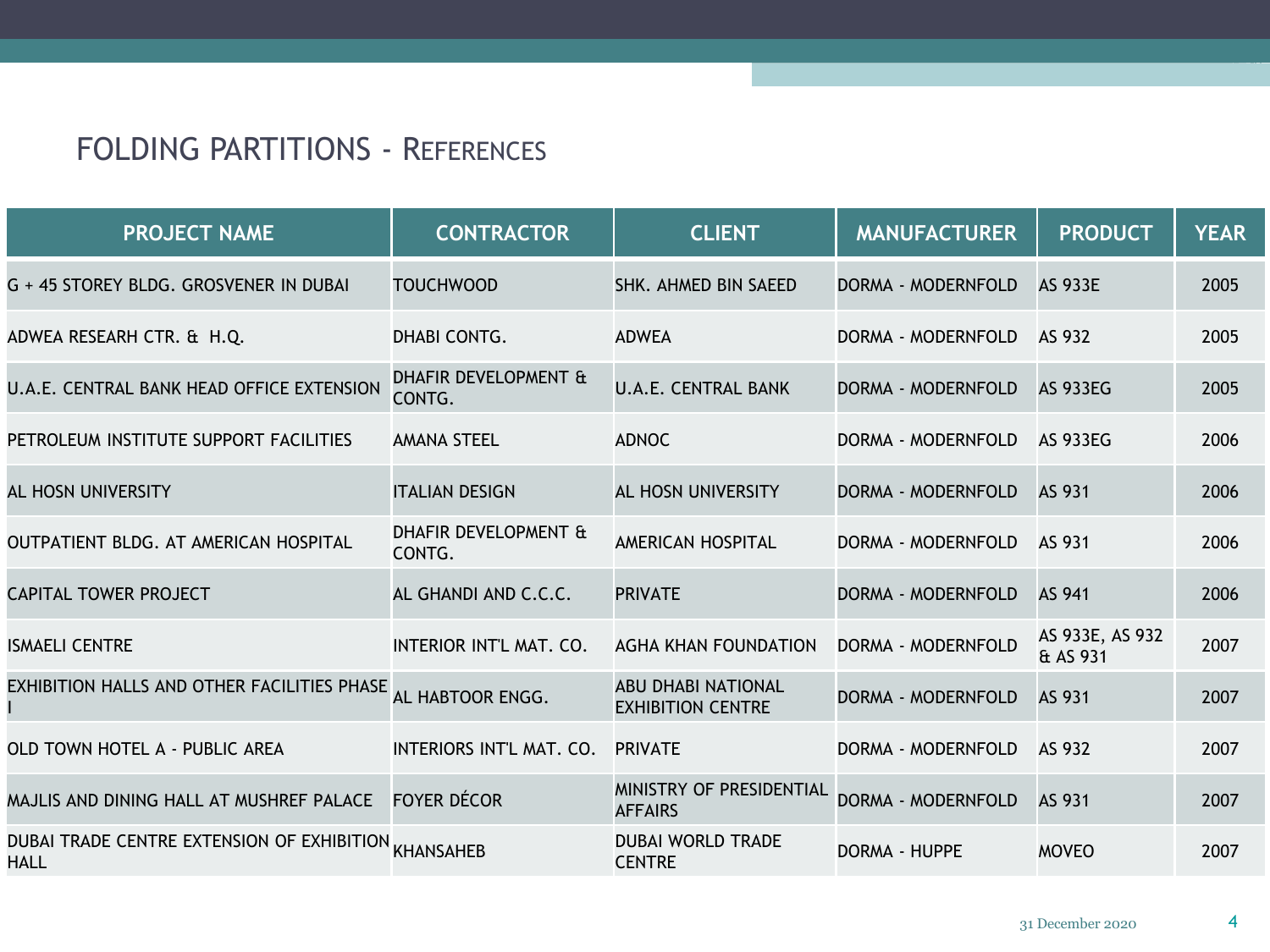## FOLDING PARTITIONS - REFERENCES

| PROJECT NAME | CONTRACTOR | CLIENT | MANUFACTURER | PRODUCT | YEAR |
|---|---|---|---|---|---|
| G + 45 STOREY BLDG. GROSVENER IN DUBAI | TOUCHWOOD | SHK. AHMED BIN SAEED | DORMA - MODERNFOLD | AS 933E | 2005 |
| ADWEA RESEARH CTR. & H.Q. | DHABI CONTG. | ADWEA | DORMA - MODERNFOLD | AS 932 | 2005 |
| U.A.E. CENTRAL BANK HEAD OFFICE EXTENSION | DHAFIR DEVELOPMENT & CONTG. | U.A.E. CENTRAL BANK | DORMA - MODERNFOLD | AS 933EG | 2005 |
| PETROLEUM INSTITUTE SUPPORT FACILITIES | AMANA STEEL | ADNOC | DORMA - MODERNFOLD | AS 933EG | 2006 |
| AL HOSN UNIVERSITY | ITALIAN DESIGN | AL HOSN UNIVERSITY | DORMA - MODERNFOLD | AS 931 | 2006 |
| OUTPATIENT BLDG. AT AMERICAN HOSPITAL | DHAFIR DEVELOPMENT & CONTG. | AMERICAN HOSPITAL | DORMA - MODERNFOLD | AS 931 | 2006 |
| CAPITAL TOWER PROJECT | AL GHANDI AND C.C.C. | PRIVATE | DORMA - MODERNFOLD | AS 941 | 2006 |
| ISMAELI CENTRE | INTERIOR INT'L MAT. CO. | AGHA KHAN FOUNDATION | DORMA - MODERNFOLD | AS 933E, AS 932 & AS 931 | 2007 |
| EXHIBITION HALLS AND OTHER FACILITIES PHASE I | AL HABTOOR ENGG. | ABU DHABI NATIONAL EXHIBITION CENTRE | DORMA - MODERNFOLD | AS 931 | 2007 |
| OLD TOWN HOTEL A - PUBLIC AREA | INTERIORS INT'L MAT. CO. | PRIVATE | DORMA - MODERNFOLD | AS 932 | 2007 |
| MAJLIS AND DINING HALL AT MUSHREF PALACE | FOYER DÉCOR | MINISTRY OF PRESIDENTIAL AFFAIRS | DORMA - MODERNFOLD | AS 931 | 2007 |
| DUBAI TRADE CENTRE EXTENSION OF EXHIBITION HALL | KHANSAHEB | DUBAI WORLD TRADE CENTRE | DORMA - HUPPE | MOVEO | 2007 |

31 December 2020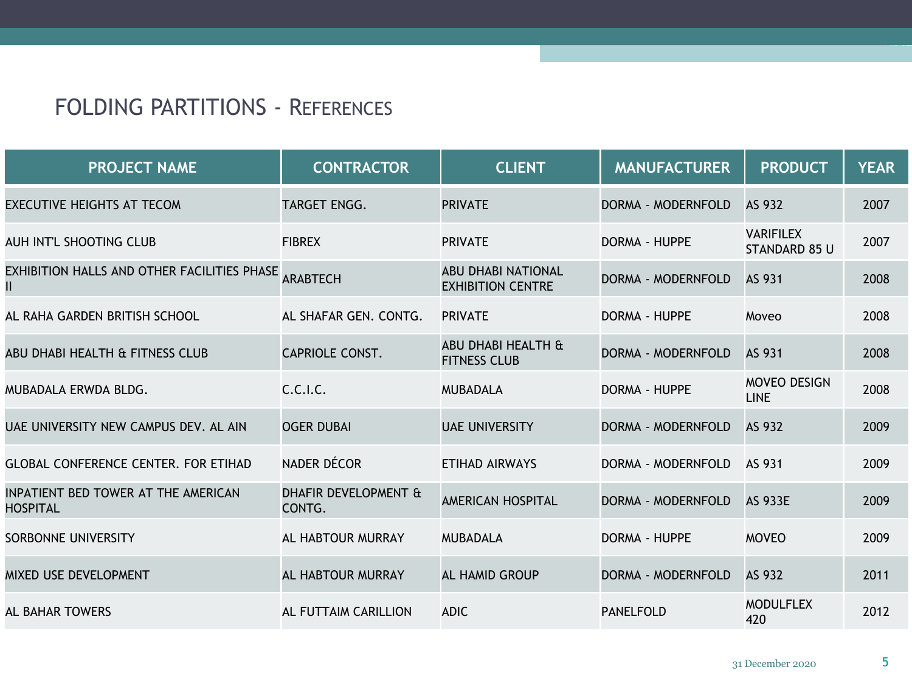# FOLDING PARTITIONS - REFERENCES

| PROJECT NAME | CONTRACTOR | CLIENT | MANUFACTURER | PRODUCT | YEAR |
|---|---|---|---|---|---|
| EXECUTIVE HEIGHTS AT TECOM | TARGET ENGG. | PRIVATE | DORMA - MODERNFOLD | AS 932 | 2007 |
| AUH INT'L SHOOTING CLUB | FIBREX | PRIVATE | DORMA - HUPPE | VARIFILEX STANDARD 85 U | 2007 |
| EXHIBITION HALLS AND OTHER FACILITIES PHASE II | ARABTECH | ABU DHABI NATIONAL EXHIBITION CENTRE | DORMA - MODERNFOLD | AS 931 | 2008 |
| AL RAHA GARDEN BRITISH SCHOOL | AL SHAFAR GEN. CONTG. | PRIVATE | DORMA - HUPPE | Moveo | 2008 |
| ABU DHABI HEALTH & FITNESS CLUB | CAPRIOLE CONST. | ABU DHABI HEALTH & FITNESS CLUB | DORMA - MODERNFOLD | AS 931 | 2008 |
| MUBADALA ERWDA BLDG. | C.C.I.C. | MUBADALA | DORMA - HUPPE | MOVEO DESIGN LINE | 2008 |
| UAE UNIVERSITY NEW CAMPUS DEV. AL AIN | OGER DUBAI | UAE UNIVERSITY | DORMA - MODERNFOLD | AS 932 | 2009 |
| GLOBAL CONFERENCE CENTER. FOR ETIHAD | NADER DÉCOR | ETIHAD AIRWAYS | DORMA - MODERNFOLD | AS 931 | 2009 |
| INPATIENT BED TOWER AT THE AMERICAN HOSPITAL | DHAFIR DEVELOPMENT & CONTG. | AMERICAN HOSPITAL | DORMA - MODERNFOLD | AS 933E | 2009 |
| SORBONNE UNIVERSITY | AL HABTOUR MURRAY | MUBADALA | DORMA - HUPPE | MOVEO | 2009 |
| MIXED USE DEVELOPMENT | AL HABTOUR MURRAY | AL HAMID GROUP | DORMA - MODERNFOLD | AS 932 | 2011 |
| AL BAHAR TOWERS | AL FUTTAIM CARILLION | ADIC | PANELFOLD | MODULFLEX 420 | 2012 |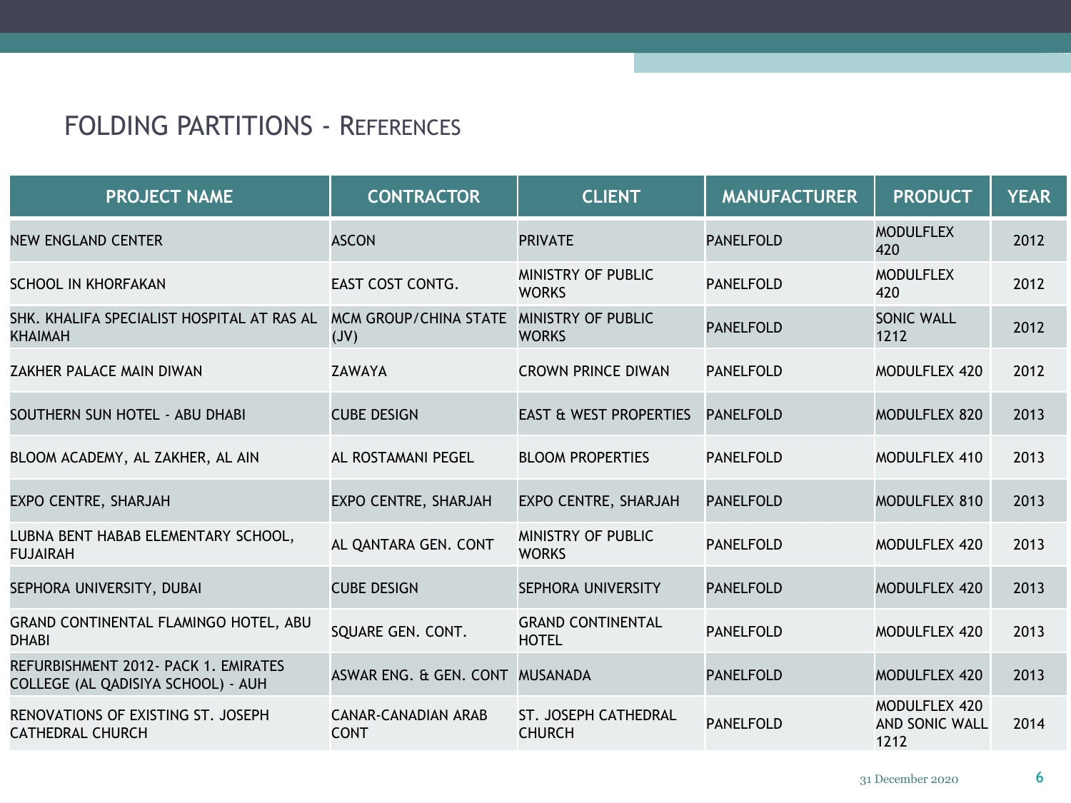## FOLDING PARTITIONS - REFERENCES

| PROJECT NAME | CONTRACTOR | CLIENT | MANUFACTURER | PRODUCT | YEAR |
|---|---|---|---|---|---|
| NEW ENGLAND CENTER | ASCON | PRIVATE | PANELFOLD | MODULFLEX 420 | 2012 |
| SCHOOL IN KHORFAKAN | EAST COST CONTG. | MINISTRY OF PUBLIC WORKS | PANELFOLD | MODULFLEX 420 | 2012 |
| SHK. KHALIFA SPECIALIST HOSPITAL AT RAS AL KHAIMAH | MCM GROUP/CHINA STATE (JV) | MINISTRY OF PUBLIC WORKS | PANELFOLD | SONIC WALL 1212 | 2012 |
| ZAKHER PALACE MAIN DIWAN | ZAWAYA | CROWN PRINCE DIWAN | PANELFOLD | MODULFLEX 420 | 2012 |
| SOUTHERN SUN HOTEL - ABU DHABI | CUBE DESIGN | EAST & WEST PROPERTIES | PANELFOLD | MODULFLEX 820 | 2013 |
| BLOOM ACADEMY, AL ZAKHER, AL AIN | AL ROSTAMANI PEGEL | BLOOM PROPERTIES | PANELFOLD | MODULFLEX 410 | 2013 |
| EXPO CENTRE, SHARJAH | EXPO CENTRE, SHARJAH | EXPO CENTRE, SHARJAH | PANELFOLD | MODULFLEX 810 | 2013 |
| LUBNA BENT HABAB ELEMENTARY SCHOOL, FUJAIRAH | AL QANTARA GEN. CONT | MINISTRY OF PUBLIC WORKS | PANELFOLD | MODULFLEX 420 | 2013 |
| SEPHORA UNIVERSITY, DUBAI | CUBE DESIGN | SEPHORA UNIVERSITY | PANELFOLD | MODULFLEX 420 | 2013 |
| GRAND CONTINENTAL FLAMINGO HOTEL, ABU DHABI | SQUARE GEN. CONT. | GRAND CONTINENTAL HOTEL | PANELFOLD | MODULFLEX 420 | 2013 |
| REFURBISHMENT 2012- PACK 1. EMIRATES COLLEGE (AL QADISIYA SCHOOL) - AUH | ASWAR ENG. & GEN. CONT | MUSANADA | PANELFOLD | MODULFLEX 420 | 2013 |
| RENOVATIONS OF EXISTING ST. JOSEPH CATHEDRAL CHURCH | CANAR-CANADIAN ARAB CONT | ST. JOSEPH CATHEDRAL CHURCH | PANELFOLD | MODULFLEX 420 AND SONIC WALL 1212 | 2014 |

31 December 2020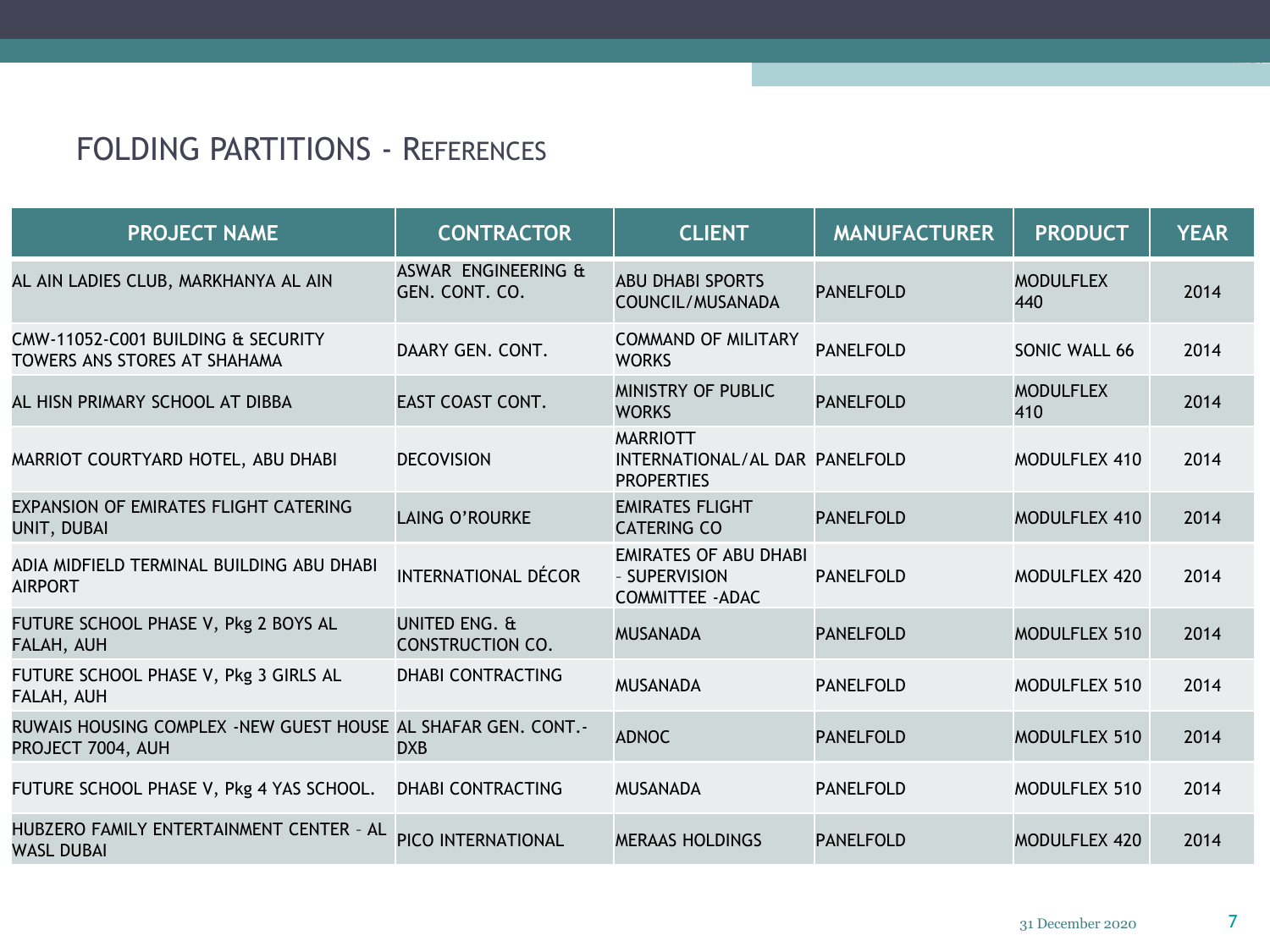# FOLDING PARTITIONS - REFERENCES

| PROJECT NAME | CONTRACTOR | CLIENT | MANUFACTURER | PRODUCT | YEAR |
|---|---|---|---|---|---|
| AL AIN LADIES CLUB, MARKHANYA AL AIN | ASWAR ENGINEERING & GEN. CONT. CO. | ABU DHABI SPORTS COUNCIL/MUSANADA | PANELFOLD | MODULFLEX 440 | 2014 |
| CMW-11052-C001 BUILDING & SECURITY TOWERS ANS STORES AT SHAHAMA | DAARY GEN. CONT. | COMMAND OF MILITARY WORKS | PANELFOLD | SONIC WALL 66 | 2014 |
| AL HISN PRIMARY SCHOOL AT DIBBA | EAST COAST CONT. | MINISTRY OF PUBLIC WORKS | PANELFOLD | MODULFLEX 410 | 2014 |
| MARRIOT COURTYARD HOTEL, ABU DHABI | DECOVISION | MARRIOTT INTERNATIONAL/AL DAR PROPERTIES | PANELFOLD | MODULFLEX 410 | 2014 |
| EXPANSION OF EMIRATES FLIGHT CATERING UNIT, DUBAI | LAING O'ROURKE | EMIRATES FLIGHT CATERING CO | PANELFOLD | MODULFLEX 410 | 2014 |
| ADIA MIDFIELD TERMINAL BUILDING ABU DHABI AIRPORT | INTERNATIONAL DÉCOR | EMIRATES OF ABU DHABI – SUPERVISION COMMITTEE -ADAC | PANELFOLD | MODULFLEX 420 | 2014 |
| FUTURE SCHOOL PHASE V, Pkg 2 BOYS AL FALAH, AUH | UNITED ENG. & CONSTRUCTION CO. | MUSANADA | PANELFOLD | MODULFLEX 510 | 2014 |
| FUTURE SCHOOL PHASE V, Pkg 3 GIRLS AL FALAH, AUH | DHABI CONTRACTING | MUSANADA | PANELFOLD | MODULFLEX 510 | 2014 |
| RUWAIS HOUSING COMPLEX -NEW GUEST HOUSE PROJECT 7004, AUH | AL SHAFAR GEN. CONT.-DXB | ADNOC | PANELFOLD | MODULFLEX 510 | 2014 |
| FUTURE SCHOOL PHASE V, Pkg 4 YAS SCHOOL. | DHABI CONTRACTING | MUSANADA | PANELFOLD | MODULFLEX 510 | 2014 |
| HUBZERO FAMILY ENTERTAINMENT CENTER – AL WASL DUBAI | PICO INTERNATIONAL | MERAAS HOLDINGS | PANELFOLD | MODULFLEX 420 | 2014 |

31 December 2020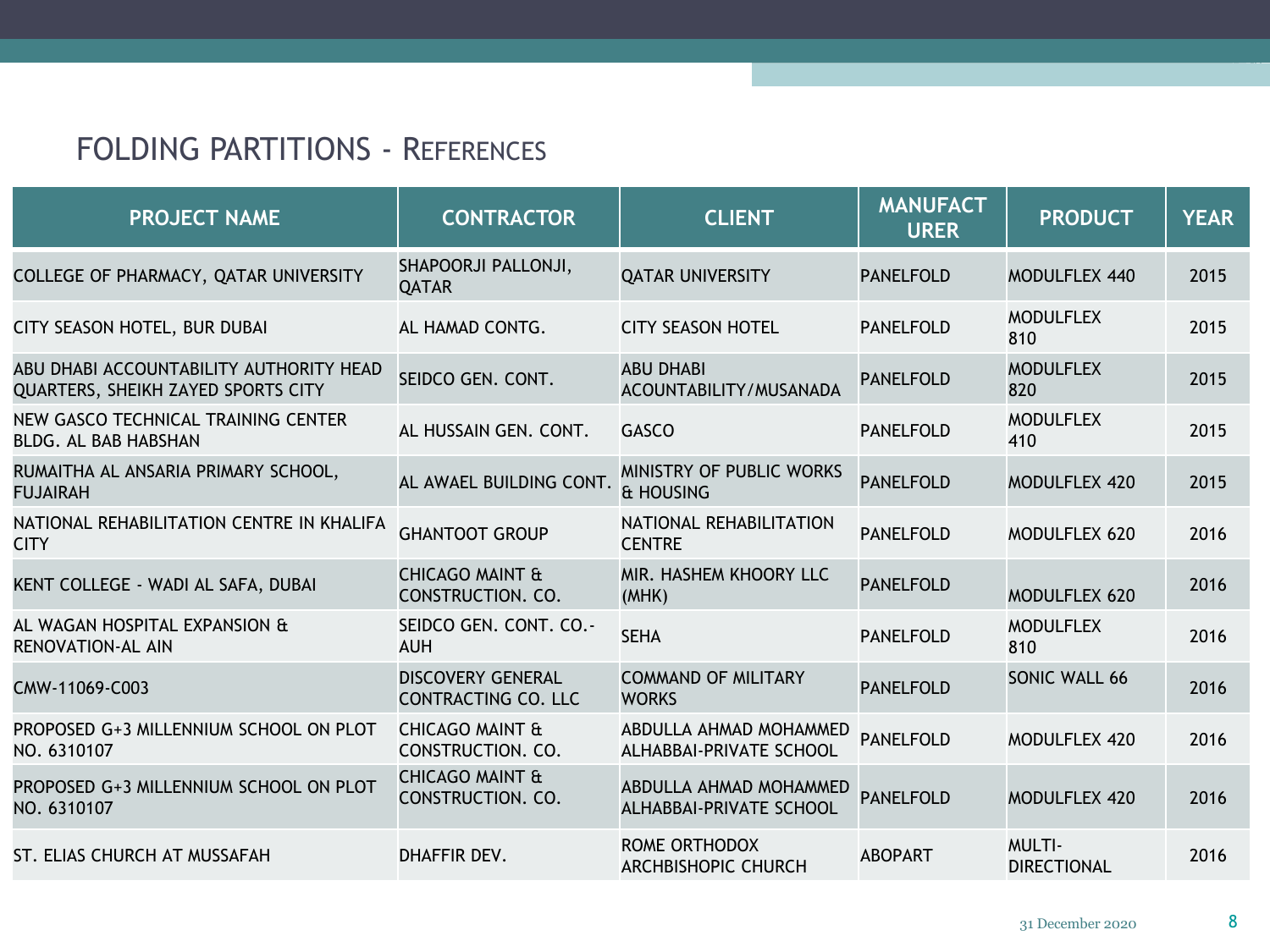## FOLDING PARTITIONS - REFERENCES

| PROJECT NAME | CONTRACTOR | CLIENT | MANUFACTURER | PRODUCT | YEAR |
|---|---|---|---|---|---|
| COLLEGE OF PHARMACY, QATAR UNIVERSITY | SHAPOORJI PALLONJI, QATAR | QATAR UNIVERSITY | PANELFOLD | MODULFLEX 440 | 2015 |
| CITY SEASON HOTEL, BUR DUBAI | AL HAMAD CONTG. | CITY SEASON HOTEL | PANELFOLD | MODULFLEX 810 | 2015 |
| ABU DHABI ACCOUNTABILITY AUTHORITY HEAD QUARTERS, SHEIKH ZAYED SPORTS CITY | SEIDCO GEN. CONT. | ABU DHABI ACCOUNTABILITY/MUSANADA | PANELFOLD | MODULFLEX 820 | 2015 |
| NEW GASCO TECHNICAL TRAINING CENTER BLDG. AL BAB HABSHAN | AL HUSSAIN GEN. CONT. | GASCO | PANELFOLD | MODULFLEX 410 | 2015 |
| RUMAITHA AL ANSARIA PRIMARY SCHOOL, FUJAIRAH | AL AWAEL BUILDING CONT. | MINISTRY OF PUBLIC WORKS & HOUSING | PANELFOLD | MODULFLEX 420 | 2015 |
| NATIONAL REHABILITATION CENTRE IN KHALIFA CITY | GHANTOOT GROUP | NATIONAL REHABILITATION CENTRE | PANELFOLD | MODULFLEX 620 | 2016 |
| KENT COLLEGE - WADI AL SAFA, DUBAI | CHICAGO MAINT & CONSTRUCTION. CO. | MIR. HASHEM KHOORY LLC (MHK) | PANELFOLD | MODULFLEX 620 | 2016 |
| AL WAGAN HOSPITAL EXPANSION & RENOVATION-AL AIN | SEIDCO GEN. CONT. CO.- AUH | SEHA | PANELFOLD | MODULFLEX 810 | 2016 |
| CMW-11069-C003 | DISCOVERY GENERAL CONTRACTING CO. LLC | COMMAND OF MILITARY WORKS | PANELFOLD | SONIC WALL 66 | 2016 |
| PROPOSED G+3 MILLENNIUM SCHOOL ON PLOT NO. 6310107 | CHICAGO MAINT & CONSTRUCTION. CO. | ABDULLA AHMAD MOHAMMED ALHABBAI-PRIVATE SCHOOL | PANELFOLD | MODULFLEX 420 | 2016 |
| PROPOSED G+3 MILLENNIUM SCHOOL ON PLOT NO. 6310107 | CHICAGO MAINT & CONSTRUCTION. CO. | ABDULLA AHMAD MOHAMMED ALHABBAI-PRIVATE SCHOOL | PANELFOLD | MODULFLEX 420 | 2016 |
| ST. ELIAS CHURCH AT MUSSAFAH | DHAFFIR DEV. | ROME ORTHODOX ARCHBISHOPIC CHURCH | ABOPART | MULTI-DIRECTIONAL | 2016 |

31 December 2020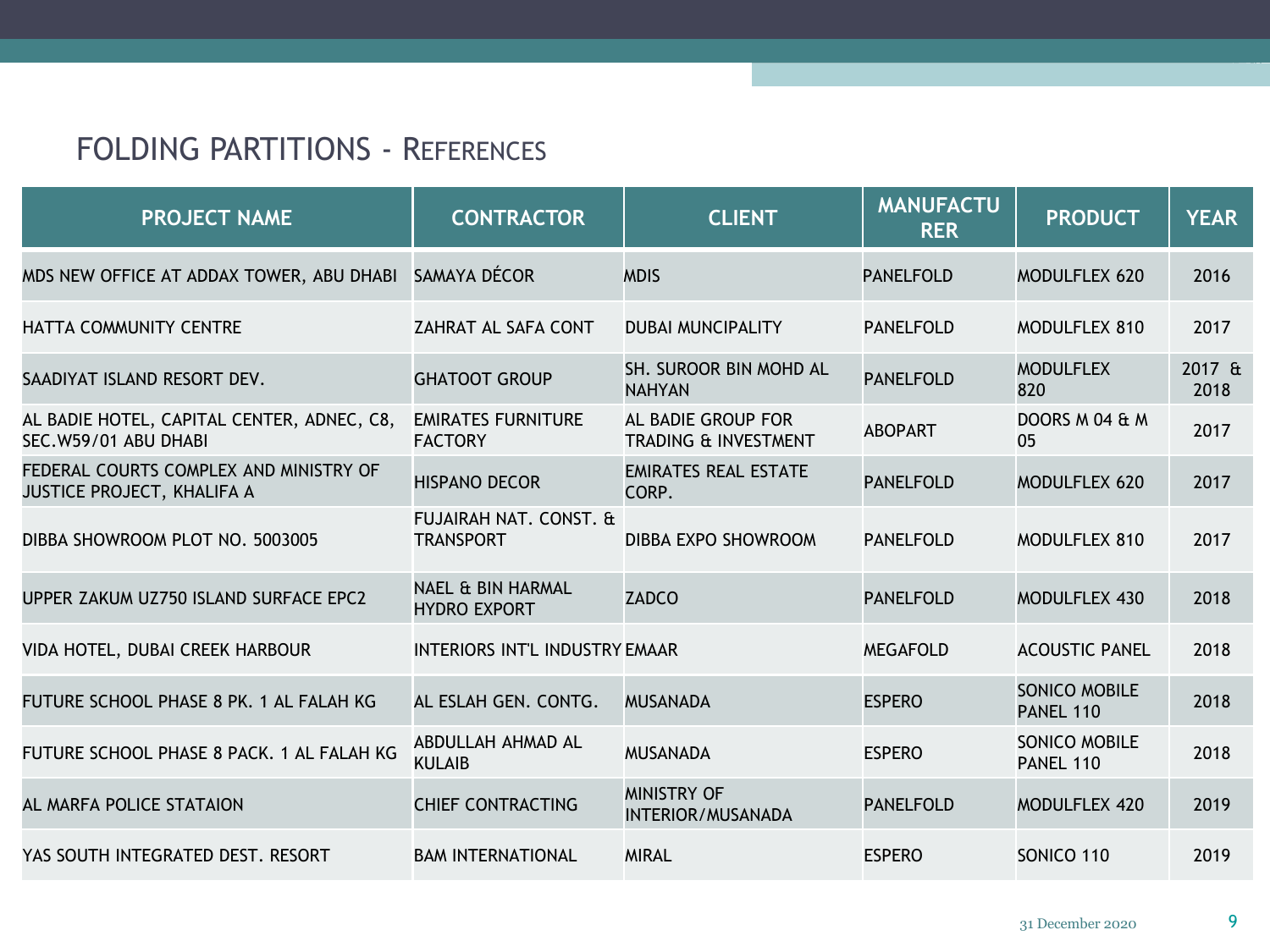## FOLDING PARTITIONS - REFERENCES

| PROJECT NAME | CONTRACTOR | CLIENT | MANUFACTURER | PRODUCT | YEAR |
|---|---|---|---|---|---|
| MDS NEW OFFICE AT ADDAX TOWER, ABU DHABI | SAMAYA DÉCOR | MDIS | PANELFOLD | MODULFLEX 620 | 2016 |
| HATTA COMMUNITY CENTRE | ZAHRAT AL SAFA CONT | DUBAI MUNCIPALITY | PANELFOLD | MODULFLEX 810 | 2017 |
| SAADIYAT ISLAND RESORT DEV. | GHATOOT GROUP | SH. SUROOR BIN MOHD AL NAHYAN | PANELFOLD | MODULFLEX 820 | 2017 & 2018 |
| AL BADIE HOTEL, CAPITAL CENTER, ADNEC, C8, SEC.W59/01 ABU DHABI | EMIRATES FURNITURE FACTORY | AL BADIE GROUP FOR TRADING & INVESTMENT | ABOPART | DOORS M 04 & M 05 | 2017 |
| FEDERAL COURTS COMPLEX AND MINISTRY OF JUSTICE PROJECT, KHALIFA A | HISPANO DECOR | EMIRATES REAL ESTATE CORP. | PANELFOLD | MODULFLEX 620 | 2017 |
| DIBBA SHOWROOM PLOT NO. 5003005 | FUJAIRAH NAT. CONST. & TRANSPORT | DIBBA EXPO SHOWROOM | PANELFOLD | MODULFLEX 810 | 2017 |
| UPPER ZAKUM UZ750 ISLAND SURFACE EPC2 | NAEL & BIN HARMAL HYDRO EXPORT | ZADCO | PANELFOLD | MODULFLEX 430 | 2018 |
| VIDA HOTEL, DUBAI CREEK HARBOUR | INTERIORS INT'L INDUSTRY | EMAAR | MEGAFOLD | ACOUSTIC PANEL | 2018 |
| FUTURE SCHOOL PHASE 8 PK. 1 AL FALAH KG | AL ESLAH GEN. CONTG. | MUSANADA | ESPERO | SONICO MOBILE PANEL 110 | 2018 |
| FUTURE SCHOOL PHASE 8 PACK. 1 AL FALAH KG | ABDULLAH AHMAD AL KULAIB | MUSANADA | ESPERO | SONICO MOBILE PANEL 110 | 2018 |
| AL MARFA POLICE STATAION | CHIEF CONTRACTING | MINISTRY OF INTERIOR/MUSANADA | PANELFOLD | MODULFLEX 420 | 2019 |
| YAS SOUTH INTEGRATED DEST. RESORT | BAM INTERNATIONAL | MIRAL | ESPERO | SONICO 110 | 2019 |

31 December 2020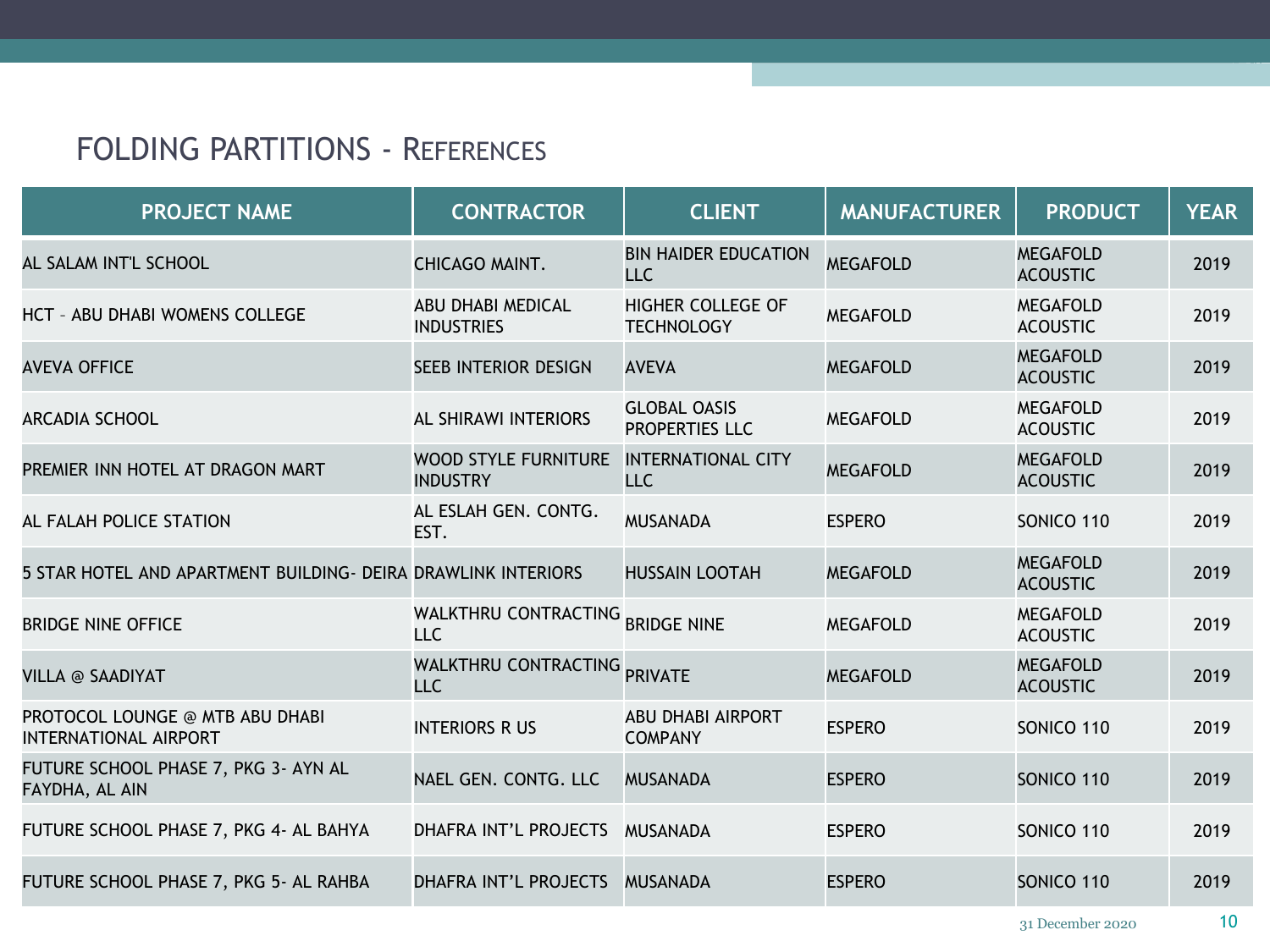# FOLDING PARTITIONS - REFERENCES

| PROJECT NAME | CONTRACTOR | CLIENT | MANUFACTURER | PRODUCT | YEAR |
|---|---|---|---|---|---|
| AL SALAM INT'L SCHOOL | CHICAGO MAINT. | BIN HAIDER EDUCATION LLC | MEGAFOLD | MEGAFOLD ACOUSTIC | 2019 |
| HCT – ABU DHABI WOMENS COLLEGE | ABU DHABI MEDICAL INDUSTRIES | HIGHER COLLEGE OF TECHNOLOGY | MEGAFOLD | MEGAFOLD ACOUSTIC | 2019 |
| AVEVA OFFICE | SEEB INTERIOR DESIGN | AVEVA | MEGAFOLD | MEGAFOLD ACOUSTIC | 2019 |
| ARCADIA SCHOOL | AL SHIRAWI INTERIORS | GLOBAL OASIS PROPERTIES LLC | MEGAFOLD | MEGAFOLD ACOUSTIC | 2019 |
| PREMIER INN HOTEL AT DRAGON MART | WOOD STYLE FURNITURE INDUSTRY | INTERNATIONAL CITY LLC | MEGAFOLD | MEGAFOLD ACOUSTIC | 2019 |
| AL FALAH POLICE STATION | AL ESLAH GEN. CONTG. EST. | MUSANADA | ESPERO | SONICO 110 | 2019 |
| 5 STAR HOTEL AND APARTMENT BUILDING- DEIRA | DRAWLINK INTERIORS | HUSSAIN LOOTAH | MEGAFOLD | MEGAFOLD ACOUSTIC | 2019 |
| BRIDGE NINE OFFICE | WALKTHRU CONTRACTING LLC | BRIDGE NINE | MEGAFOLD | MEGAFOLD ACOUSTIC | 2019 |
| VILLA @ SAADIYAT | WALKTHRU CONTRACTING LLC | PRIVATE | MEGAFOLD | MEGAFOLD ACOUSTIC | 2019 |
| PROTOCOL LOUNGE @ MTB ABU DHABI INTERNATIONAL AIRPORT | INTERIORS R US | ABU DHABI AIRPORT COMPANY | ESPERO | SONICO 110 | 2019 |
| FUTURE SCHOOL PHASE 7, PKG 3- AYN AL FAYDHA, AL AIN | NAEL GEN. CONTG. LLC | MUSANADA | ESPERO | SONICO 110 | 2019 |
| FUTURE SCHOOL PHASE 7, PKG 4- AL BAHYA | DHAFRA INT'L PROJECTS | MUSANADA | ESPERO | SONICO 110 | 2019 |
| FUTURE SCHOOL PHASE 7, PKG 5- AL RAHBA | DHAFRA INT'L PROJECTS | MUSANADA | ESPERO | SONICO 110 | 2019 |

31 December 2020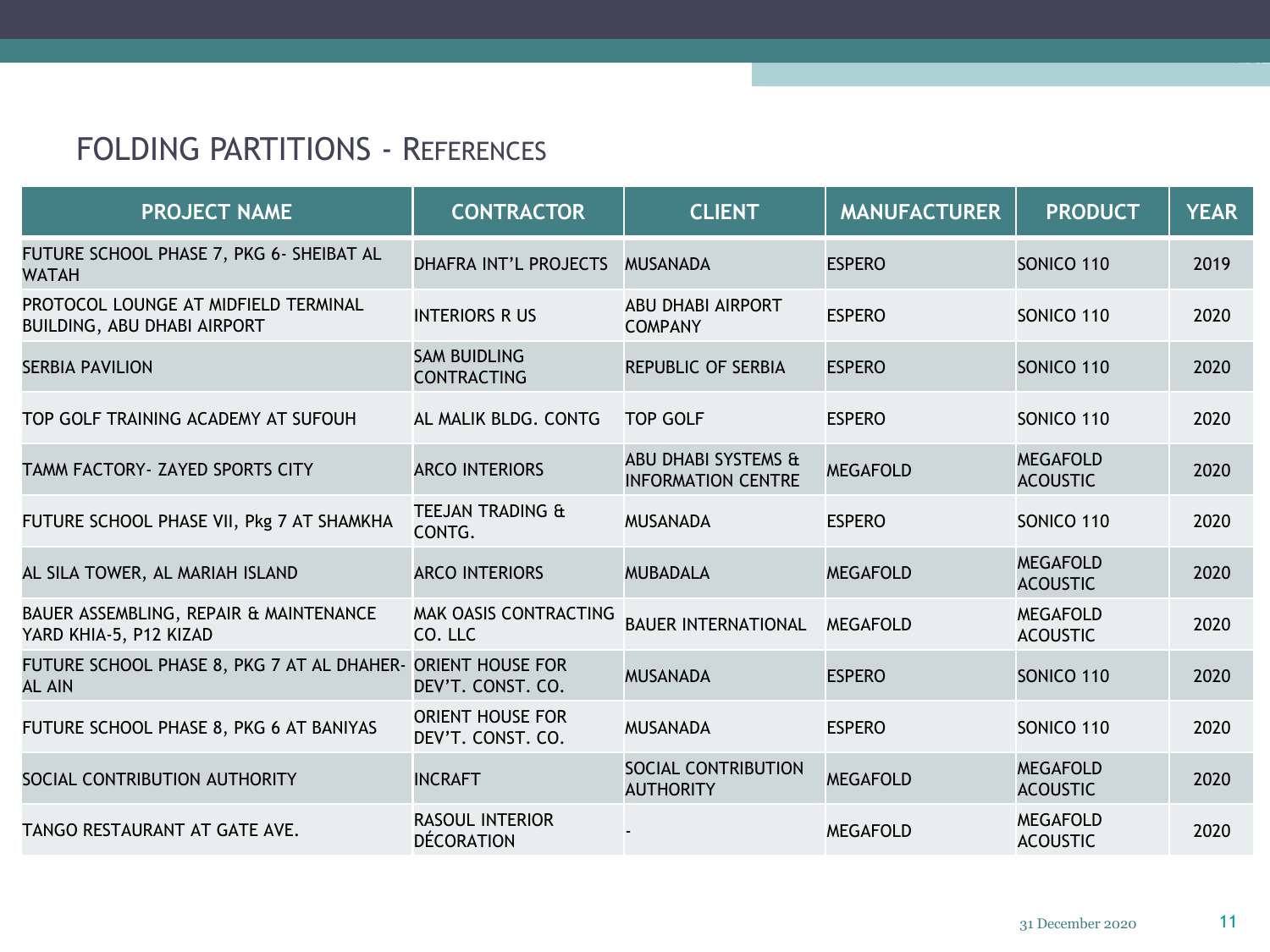## FOLDING PARTITIONS - REFERENCES

| PROJECT NAME | CONTRACTOR | CLIENT | MANUFACTURER | PRODUCT | YEAR |
|---|---|---|---|---|---|
| FUTURE SCHOOL PHASE 7, PKG 6- SHEIBAT AL WATAH | DHAFRA INT'L PROJECTS | MUSANADA | ESPERO | SONICO 110 | 2019 |
| PROTOCOL LOUNGE AT MIDFIELD TERMINAL BUILDING, ABU DHABI AIRPORT | INTERIORS R US | ABU DHABI AIRPORT COMPANY | ESPERO | SONICO 110 | 2020 |
| SERBIA PAVILION | SAM BUIDLING CONTRACTING | REPUBLIC OF SERBIA | ESPERO | SONICO 110 | 2020 |
| TOP GOLF TRAINING ACADEMY AT SUFOUH | AL MALIK BLDG. CONTG | TOP GOLF | ESPERO | SONICO 110 | 2020 |
| TAMM FACTORY- ZAYED SPORTS CITY | ARCO INTERIORS | ABU DHABI SYSTEMS & INFORMATION CENTRE | MEGAFOLD | MEGAFOLD ACOUSTIC | 2020 |
| FUTURE SCHOOL PHASE VII, Pkg 7 AT SHAMKHA | TEEJAN TRADING & CONTG. | MUSANADA | ESPERO | SONICO 110 | 2020 |
| AL SILA TOWER, AL MARIAH ISLAND | ARCO INTERIORS | MUBADALA | MEGAFOLD | MEGAFOLD ACOUSTIC | 2020 |
| BAUER ASSEMBLING, REPAIR & MAINTENANCE YARD KHIA-5, P12 KIZAD | MAK OASIS CONTRACTING CO. LLC | BAUER INTERNATIONAL | MEGAFOLD | MEGAFOLD ACOUSTIC | 2020 |
| FUTURE SCHOOL PHASE 8, PKG 7 AT AL DHAHER- AL AIN | ORIENT HOUSE FOR DEV'T. CONST. CO. | MUSANADA | ESPERO | SONICO 110 | 2020 |
| FUTURE SCHOOL PHASE 8, PKG 6 AT BANIYAS | ORIENT HOUSE FOR DEV'T. CONST. CO. | MUSANADA | ESPERO | SONICO 110 | 2020 |
| SOCIAL CONTRIBUTION AUTHORITY | INCRAFT | SOCIAL CONTRIBUTION AUTHORITY | MEGAFOLD | MEGAFOLD ACOUSTIC | 2020 |
| TANGO RESTAURANT AT GATE AVE. | RASOUL INTERIOR DÉCORATION | - | MEGAFOLD | MEGAFOLD ACOUSTIC | 2020 |

31 December 2020